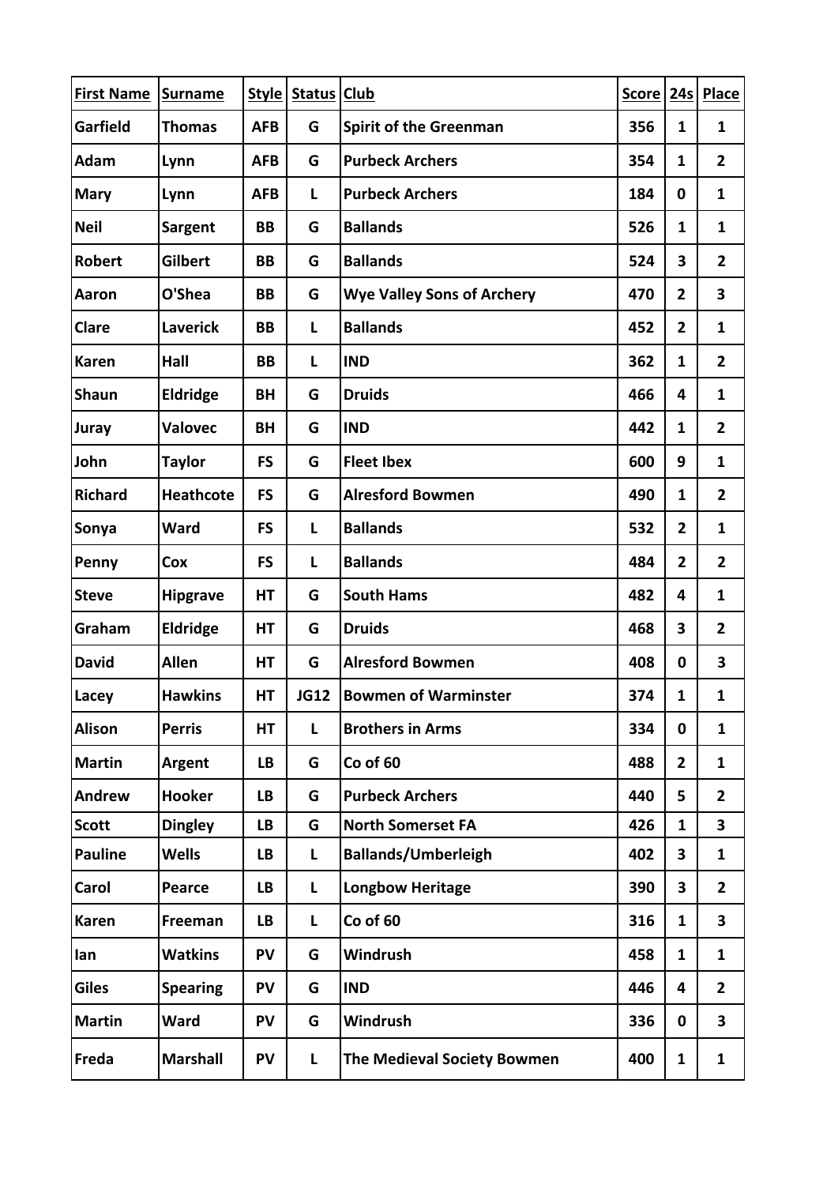| First Name | Surname | Style | Status | Club | Score | 24s | Place |
|---|---|---|---|---|---|---|---|
| Garfield | Thomas | AFB | G | Spirit of the Greenman | 356 | 1 | 1 |
| Adam | Lynn | AFB | G | Purbeck Archers | 354 | 1 | 2 |
| Mary | Lynn | AFB | L | Purbeck Archers | 184 | 0 | 1 |
| Neil | Sargent | BB | G | Ballands | 526 | 1 | 1 |
| Robert | Gilbert | BB | G | Ballands | 524 | 3 | 2 |
| Aaron | O'Shea | BB | G | Wye Valley Sons of Archery | 470 | 2 | 3 |
| Clare | Laverick | BB | L | Ballands | 452 | 2 | 1 |
| Karen | Hall | BB | L | IND | 362 | 1 | 2 |
| Shaun | Eldridge | BH | G | Druids | 466 | 4 | 1 |
| Juray | Valovec | BH | G | IND | 442 | 1 | 2 |
| John | Taylor | FS | G | Fleet Ibex | 600 | 9 | 1 |
| Richard | Heathcote | FS | G | Alresford Bowmen | 490 | 1 | 2 |
| Sonya | Ward | FS | L | Ballands | 532 | 2 | 1 |
| Penny | Cox | FS | L | Ballands | 484 | 2 | 2 |
| Steve | Hipgrave | HT | G | South Hams | 482 | 4 | 1 |
| Graham | Eldridge | HT | G | Druids | 468 | 3 | 2 |
| David | Allen | HT | G | Alresford Bowmen | 408 | 0 | 3 |
| Lacey | Hawkins | HT | JG12 | Bowmen of Warminster | 374 | 1 | 1 |
| Alison | Perris | HT | L | Brothers in Arms | 334 | 0 | 1 |
| Martin | Argent | LB | G | Co of 60 | 488 | 2 | 1 |
| Andrew | Hooker | LB | G | Purbeck Archers | 440 | 5 | 2 |
| Scott | Dingley | LB | G | North Somerset FA | 426 | 1 | 3 |
| Pauline | Wells | LB | L | Ballands/Umberleigh | 402 | 3 | 1 |
| Carol | Pearce | LB | L | Longbow Heritage | 390 | 3 | 2 |
| Karen | Freeman | LB | L | Co of 60 | 316 | 1 | 3 |
| Ian | Watkins | PV | G | Windrush | 458 | 1 | 1 |
| Giles | Spearing | PV | G | IND | 446 | 4 | 2 |
| Martin | Ward | PV | G | Windrush | 336 | 0 | 3 |
| Freda | Marshall | PV | L | The Medieval Society Bowmen | 400 | 1 | 1 |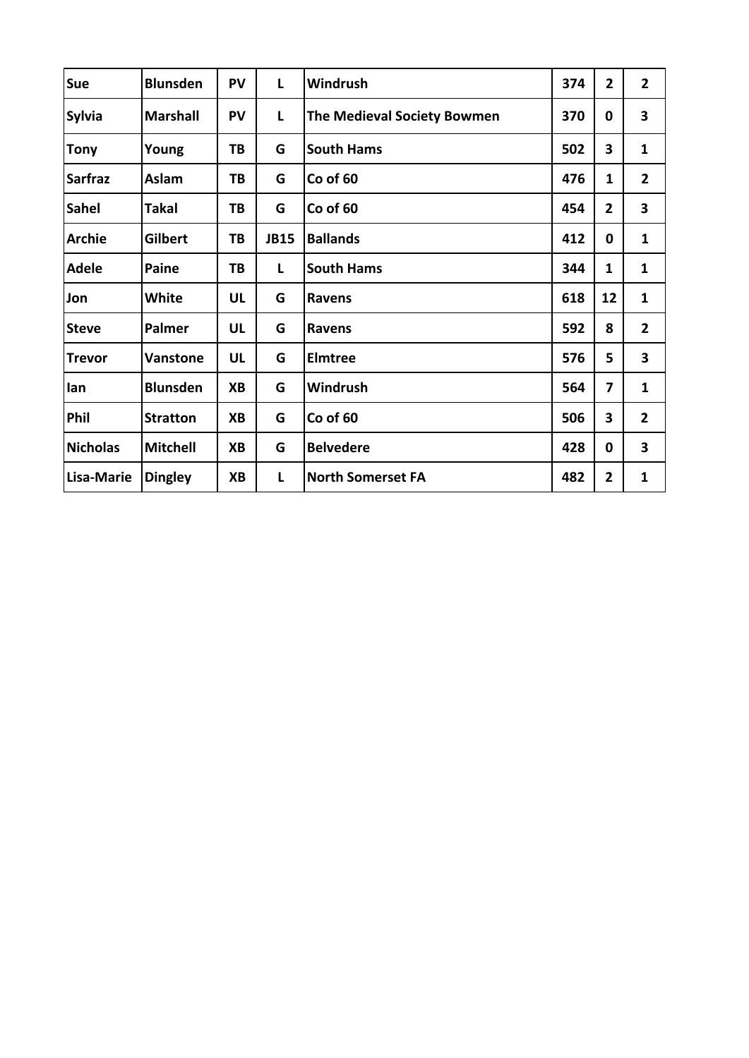| | | | | | | | |
|---|---|---|---|---|---|---|---|
| **Sue** | **Blunsden** | **PV** | **L** | **Windrush** | **374** | **2** | **2** |
| **Sylvia** | **Marshall** | **PV** | **L** | **The Medieval Society Bowmen** | **370** | **0** | **3** |
| **Tony** | **Young** | **TB** | **G** | **South Hams** | **502** | **3** | **1** |
| **Sarfraz** | **Aslam** | **TB** | **G** | **Co of 60** | **476** | **1** | **2** |
| **Sahel** | **Takal** | **TB** | **G** | **Co of 60** | **454** | **2** | **3** |
| **Archie** | **Gilbert** | **TB** | **JB15** | **Ballands** | **412** | **0** | **1** |
| **Adele** | **Paine** | **TB** | **L** | **South Hams** | **344** | **1** | **1** |
| **Jon** | **White** | **UL** | **G** | **Ravens** | **618** | **12** | **1** |
| **Steve** | **Palmer** | **UL** | **G** | **Ravens** | **592** | **8** | **2** |
| **Trevor** | **Vanstone** | **UL** | **G** | **Elmtree** | **576** | **5** | **3** |
| **Ian** | **Blunsden** | **XB** | **G** | **Windrush** | **564** | **7** | **1** |
| **Phil** | **Stratton** | **XB** | **G** | **Co of 60** | **506** | **3** | **2** |
| **Nicholas** | **Mitchell** | **XB** | **G** | **Belvedere** | **428** | **0** | **3** |
| **Lisa-Marie** | **Dingley** | **XB** | **L** | **North Somerset FA** | **482** | **2** | **1** |